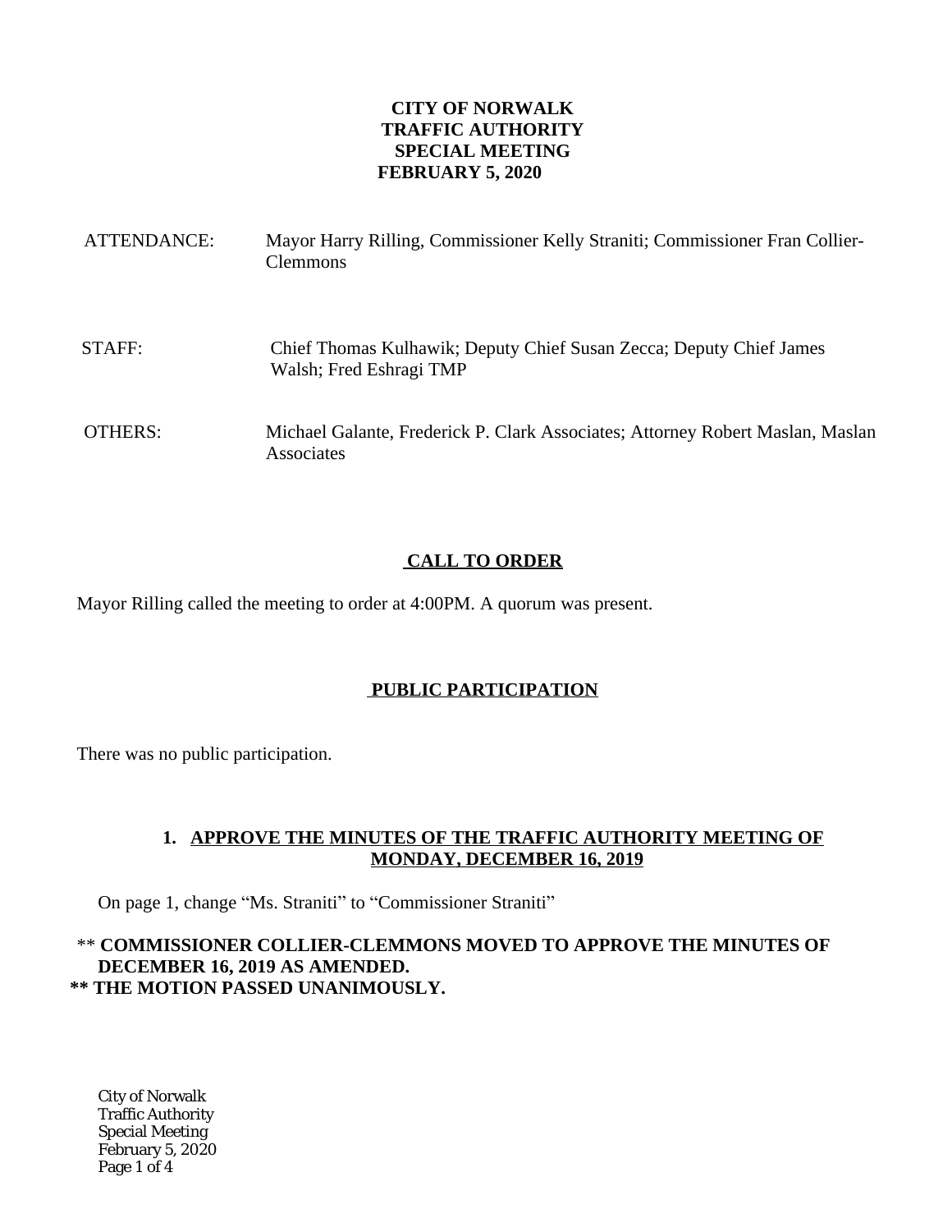**CITY OF NORWALK**
**TRAFFIC AUTHORITY**
**SPECIAL MEETING**
**FEBRUARY 5, 2020**

ATTENDANCE: Mayor Harry Rilling, Commissioner Kelly Straniti; Commissioner Fran Collier-Clemmons

STAFF: Chief Thomas Kulhawik; Deputy Chief Susan Zecca; Deputy Chief James Walsh; Fred Eshragi TMP

OTHERS: Michael Galante, Frederick P. Clark Associates; Attorney Robert Maslan, Maslan Associates

## CALL TO ORDER

Mayor Rilling called the meeting to order at 4:00PM. A quorum was present.

## PUBLIC PARTICIPATION

There was no public participation.

### 1. APPROVE THE MINUTES OF THE TRAFFIC AUTHORITY MEETING OF MONDAY, DECEMBER 16, 2019

On page 1, change "Ms. Straniti" to "Commissioner Straniti"

** **COMMISSIONER COLLIER-CLEMMONS MOVED TO APPROVE THE MINUTES OF DECEMBER 16, 2019 AS AMENDED.**
**** THE MOTION PASSED UNANIMOUSLY.**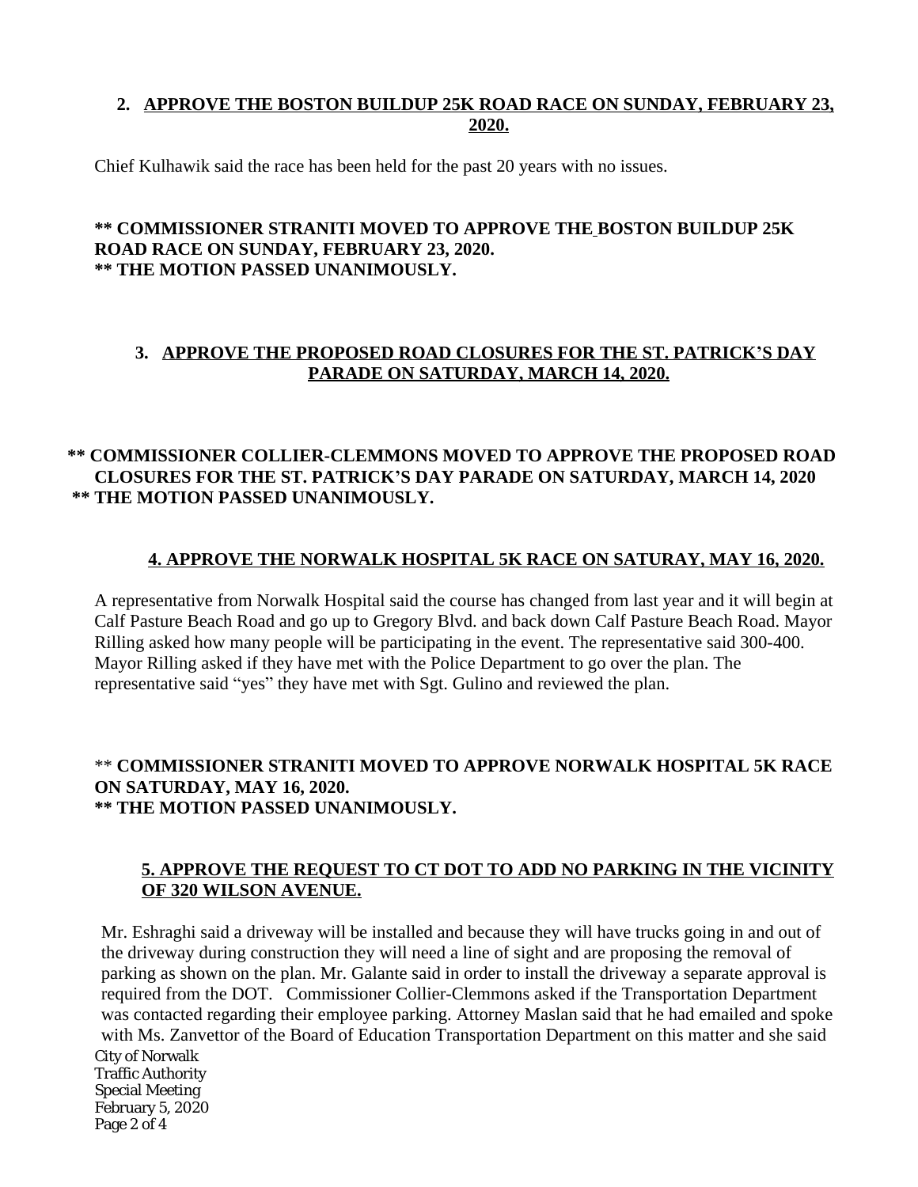## 2. APPROVE THE BOSTON BUILDUP 25K ROAD RACE ON SUNDAY, FEBRUARY 23, 2020.

Chief Kulhawik said the race has been held for the past 20 years with no issues.

**\*\* COMMISSIONER STRANITI MOVED TO APPROVE THE BOSTON BUILDUP 25K ROAD RACE ON SUNDAY, FEBRUARY 23, 2020.**
**\*\* THE MOTION PASSED UNANIMOUSLY.**

## 3. APPROVE THE PROPOSED ROAD CLOSURES FOR THE ST. PATRICK'S DAY PARADE ON SATURDAY, MARCH 14, 2020.

**\*\* COMMISSIONER COLLIER-CLEMMONS MOVED TO APPROVE THE PROPOSED ROAD CLOSURES FOR THE ST. PATRICK'S DAY PARADE ON SATURDAY, MARCH 14, 2020**
**\*\* THE MOTION PASSED UNANIMOUSLY.**

## 4. APPROVE THE NORWALK HOSPITAL 5K RACE ON SATURAY, MAY 16, 2020.

A representative from Norwalk Hospital said the course has changed from last year and it will begin at Calf Pasture Beach Road and go up to Gregory Blvd. and back down Calf Pasture Beach Road. Mayor Rilling asked how many people will be participating in the event. The representative said 300-400. Mayor Rilling asked if they have met with the Police Department to go over the plan. The representative said "yes" they have met with Sgt. Gulino and reviewed the plan.

\*\* **COMMISSIONER STRANITI MOVED TO APPROVE NORWALK HOSPITAL 5K RACE ON SATURDAY, MAY 16, 2020.**
**\*\* THE MOTION PASSED UNANIMOUSLY.**

## 5. APPROVE THE REQUEST TO CT DOT TO ADD NO PARKING IN THE VICINITY OF 320 WILSON AVENUE.

Mr. Eshraghi said a driveway will be installed and because they will have trucks going in and out of the driveway during construction they will need a line of sight and are proposing the removal of parking as shown on the plan. Mr. Galante said in order to install the driveway a separate approval is required from the DOT. Commissioner Collier-Clemmons asked if the Transportation Department was contacted regarding their employee parking. Attorney Maslan said that he had emailed and spoke with Ms. Zanvettor of the Board of Education Transportation Department on this matter and she said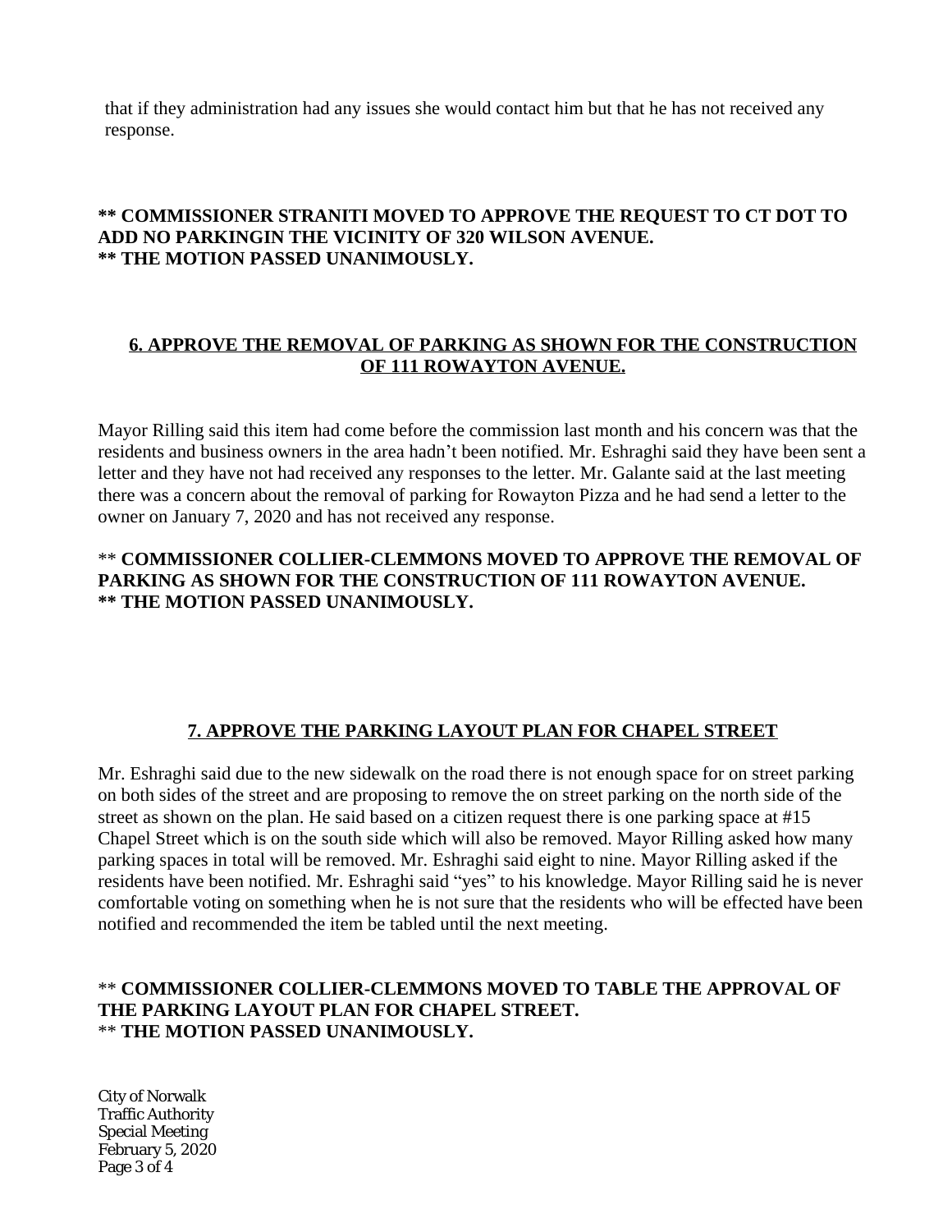that if they administration had any issues she would contact him but that he has not received any response.

**\*\* COMMISSIONER STRANITI MOVED TO APPROVE THE REQUEST TO CT DOT TO ADD NO PARKINGIN THE VICINITY OF 320 WILSON AVENUE.**
**\*\* THE MOTION PASSED UNANIMOUSLY.**

## 6. APPROVE THE REMOVAL OF PARKING AS SHOWN FOR THE CONSTRUCTION OF 111 ROWAYTON AVENUE.

Mayor Rilling said this item had come before the commission last month and his concern was that the residents and business owners in the area hadn't been notified. Mr. Eshraghi said they have been sent a letter and they have not had received any responses to the letter. Mr. Galante said at the last meeting there was a concern about the removal of parking for Rowayton Pizza and he had send a letter to the owner on January 7, 2020 and has not received any response.

\*\* **COMMISSIONER COLLIER-CLEMMONS MOVED TO APPROVE THE REMOVAL OF PARKING AS SHOWN FOR THE CONSTRUCTION OF 111 ROWAYTON AVENUE.**
**\*\* THE MOTION PASSED UNANIMOUSLY.**

## 7. APPROVE THE PARKING LAYOUT PLAN FOR CHAPEL STREET

Mr. Eshraghi said due to the new sidewalk on the road there is not enough space for on street parking on both sides of the street and are proposing to remove the on street parking on the north side of the street as shown on the plan. He said based on a citizen request there is one parking space at #15 Chapel Street which is on the south side which will also be removed. Mayor Rilling asked how many parking spaces in total will be removed. Mr. Eshraghi said eight to nine. Mayor Rilling asked if the residents have been notified. Mr. Eshraghi said "yes" to his knowledge. Mayor Rilling said he is never comfortable voting on something when he is not sure that the residents who will be effected have been notified and recommended the item be tabled until the next meeting.

\*\* **COMMISSIONER COLLIER-CLEMMONS MOVED TO TABLE THE APPROVAL OF THE PARKING LAYOUT PLAN FOR CHAPEL STREET.**
\*\* **THE MOTION PASSED UNANIMOUSLY.**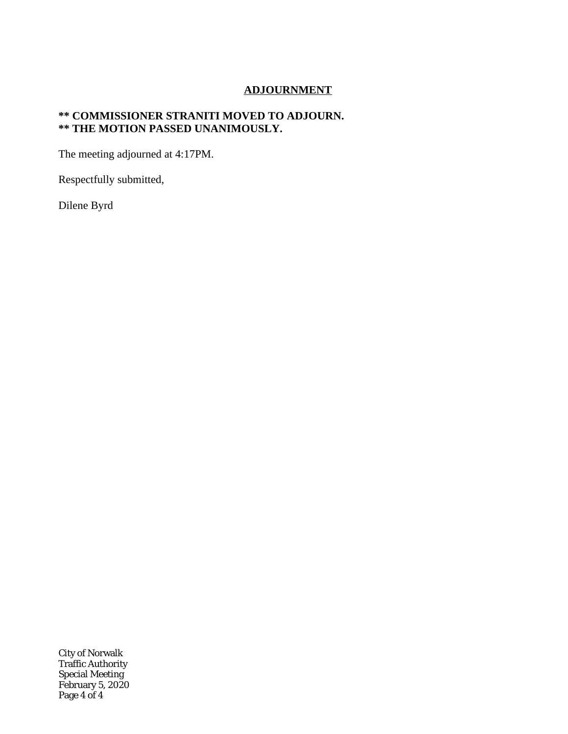## ADJOURNMENT

**** COMMISSIONER STRANITI MOVED TO ADJOURN.**
**** THE MOTION PASSED UNANIMOUSLY.**

The meeting adjourned at 4:17PM.

Respectfully submitted,

Dilene Byrd